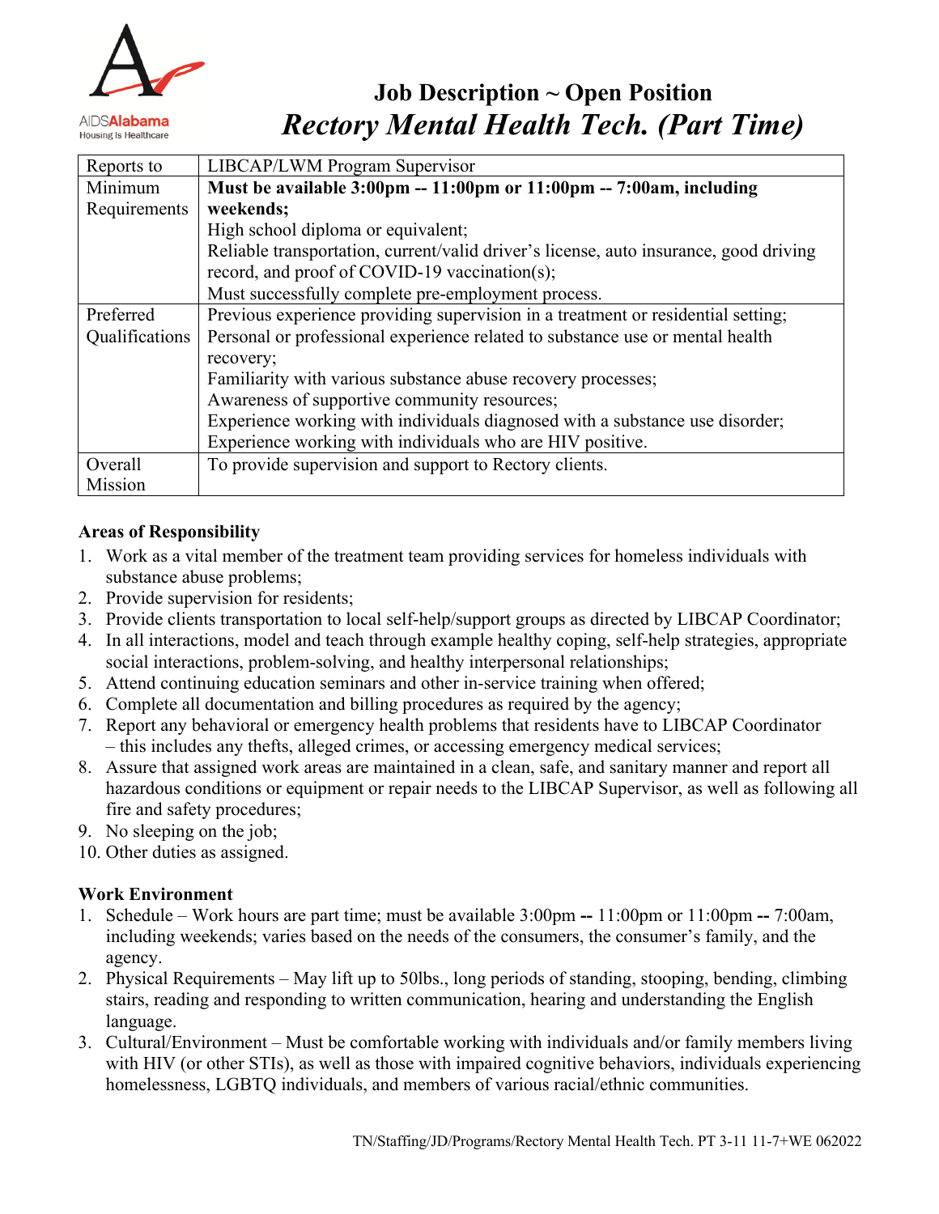AIDSAlabama
Housing Is Healthcare

# Job Description ~ Open Position

## *Rectory Mental Health Tech. (Part Time)*

| | |
|---|---|
| Reports to | LIBCAP/LWM Program Supervisor |
| Minimum Requirements | **Must be available 3:00pm -- 11:00pm or 11:00pm -- 7:00am, including weekends;** High school diploma or equivalent; Reliable transportation, current/valid driver's license, auto insurance, good driving record, and proof of COVID-19 vaccination(s); Must successfully complete pre-employment process. |
| Preferred Qualifications | Previous experience providing supervision in a treatment or residential setting; Personal or professional experience related to substance use or mental health recovery; Familiarity with various substance abuse recovery processes; Awareness of supportive community resources; Experience working with individuals diagnosed with a substance use disorder; Experience working with individuals who are HIV positive. |
| Overall Mission | To provide supervision and support to Rectory clients. |

**Areas of Responsibility**

1. Work as a vital member of the treatment team providing services for homeless individuals with substance abuse problems;
2. Provide supervision for residents;
3. Provide clients transportation to local self-help/support groups as directed by LIBCAP Coordinator;
4. In all interactions, model and teach through example healthy coping, self-help strategies, appropriate social interactions, problem-solving, and healthy interpersonal relationships;
5. Attend continuing education seminars and other in-service training when offered;
6. Complete all documentation and billing procedures as required by the agency;
7. Report any behavioral or emergency health problems that residents have to LIBCAP Coordinator – this includes any thefts, alleged crimes, or accessing emergency medical services;
8. Assure that assigned work areas are maintained in a clean, safe, and sanitary manner and report all hazardous conditions or equipment or repair needs to the LIBCAP Supervisor, as well as following all fire and safety procedures;
9. No sleeping on the job;
10. Other duties as assigned.

**Work Environment**

1. Schedule – Work hours are part time; must be available 3:00pm **--** 11:00pm or 11:00pm **--** 7:00am, including weekends; varies based on the needs of the consumers, the consumer's family, and the agency.
2. Physical Requirements – May lift up to 50lbs., long periods of standing, stooping, bending, climbing stairs, reading and responding to written communication, hearing and understanding the English language.
3. Cultural/Environment – Must be comfortable working with individuals and/or family members living with HIV (or other STIs), as well as those with impaired cognitive behaviors, individuals experiencing homelessness, LGBTQ individuals, and members of various racial/ethnic communities.

TN/Staffing/JD/Programs/Rectory Mental Health Tech. PT 3-11 11-7+WE 062022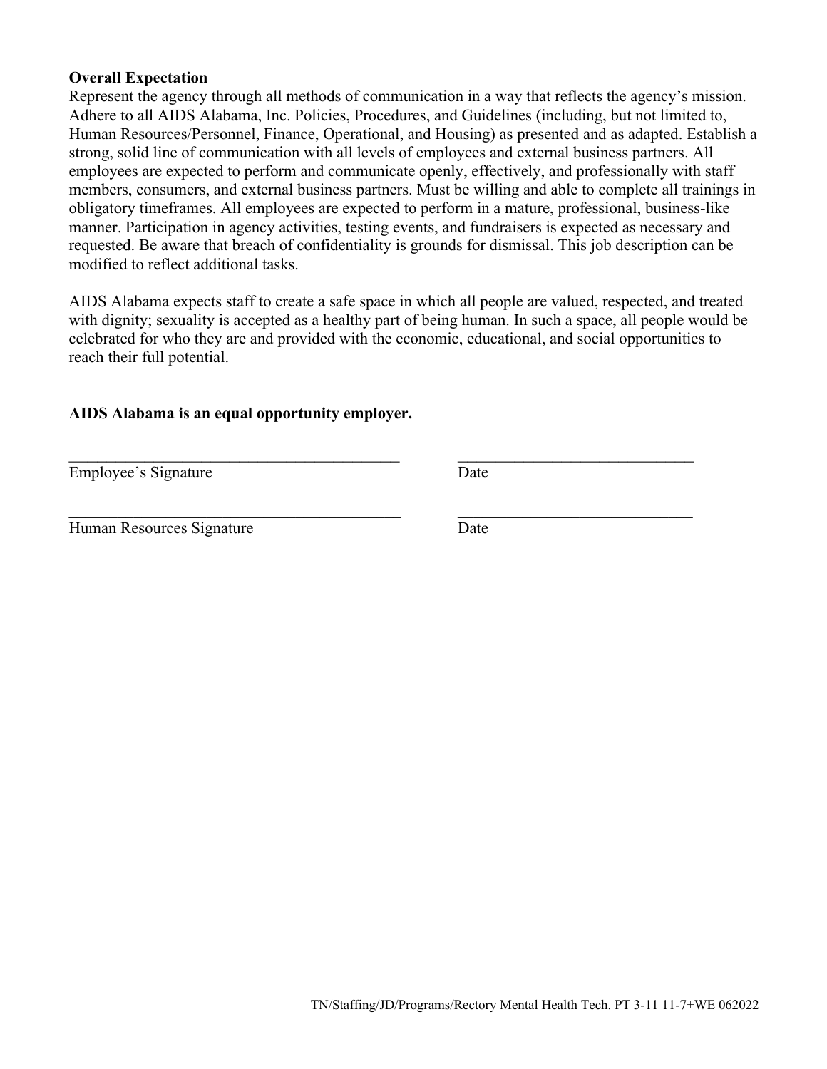**Overall Expectation**

Represent the agency through all methods of communication in a way that reflects the agency's mission. Adhere to all AIDS Alabama, Inc. Policies, Procedures, and Guidelines (including, but not limited to, Human Resources/Personnel, Finance, Operational, and Housing) as presented and as adapted. Establish a strong, solid line of communication with all levels of employees and external business partners. All employees are expected to perform and communicate openly, effectively, and professionally with staff members, consumers, and external business partners. Must be willing and able to complete all trainings in obligatory timeframes. All employees are expected to perform in a mature, professional, business-like manner. Participation in agency activities, testing events, and fundraisers is expected as necessary and requested. Be aware that breach of confidentiality is grounds for dismissal. This job description can be modified to reflect additional tasks.

AIDS Alabama expects staff to create a safe space in which all people are valued, respected, and treated with dignity; sexuality is accepted as a healthy part of being human. In such a space, all people would be celebrated for who they are and provided with the economic, educational, and social opportunities to reach their full potential.

**AIDS Alabama is an equal opportunity employer.**

\_\_\_\_\_\_\_\_\_\_\_\_\_\_\_\_\_\_\_\_\_\_\_\_\_\_\_\_\_\_\_\_\_\_\_\_\_\_\_\_ \_\_\_\_\_\_\_\_\_\_\_\_\_\_\_\_\_\_\_\_\_\_\_\_\_\_\_\_\_\_

Employee's Signature Date

\_\_\_\_\_\_\_\_\_\_\_\_\_\_\_\_\_\_\_\_\_\_\_\_\_\_\_\_\_\_\_\_\_\_\_\_\_\_\_\_ \_\_\_\_\_\_\_\_\_\_\_\_\_\_\_\_\_\_\_\_\_\_\_\_\_\_\_\_\_\_

Human Resources Signature Date

TN/Staffing/JD/Programs/Rectory Mental Health Tech. PT 3-11 11-7+WE 062022